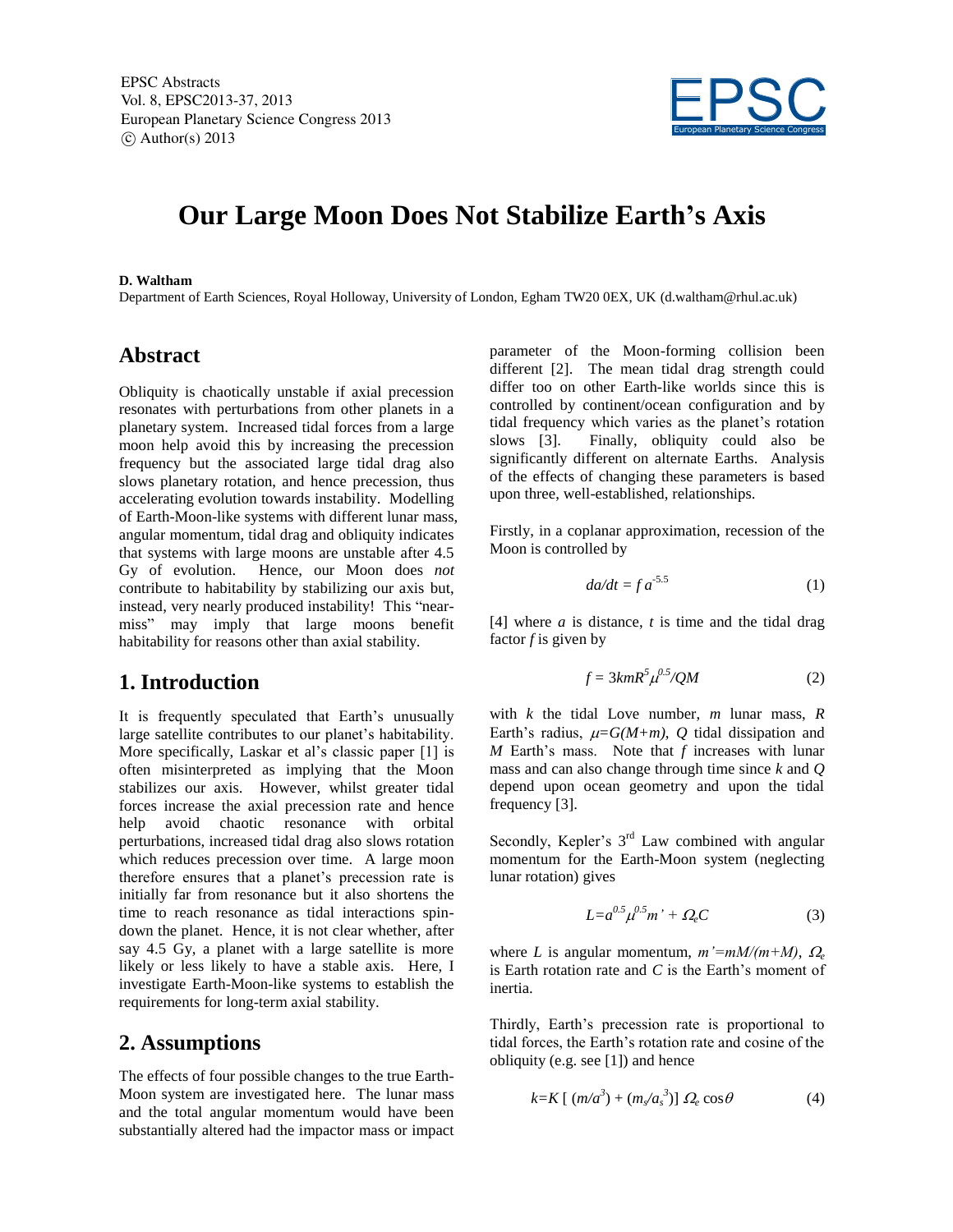# Our Large Moon Does Not Stabilize Earth's Axis

**D. Waltham**

Department of Earth Sciences, Royal Holloway, University of London, Egham TW20 0EX, UK (d.waltham@rhul.ac.uk)

## Abstract

Obliquity is chaotically unstable if axial precession resonates with perturbations from other planets in a planetary system. Increased tidal forces from a large moon help avoid this by increasing the precession frequency but the associated large tidal drag also slows planetary rotation, and hence precession, thus accelerating evolution towards instability. Modelling of Earth-Moon-like systems with different lunar mass, angular momentum, tidal drag and obliquity indicates that systems with large moons are unstable after 4.5 Gy of evolution. Hence, our Moon does *not* contribute to habitability by stabilizing our axis but, instead, very nearly produced instability! This "near-miss" may imply that large moons benefit habitability for reasons other than axial stability.

## 1. Introduction

It is frequently speculated that Earth's unusually large satellite contributes to our planet's habitability. More specifically, Laskar et al's classic paper [1] is often misinterpreted as implying that the Moon stabilizes our axis. However, whilst greater tidal forces increase the axial precession rate and hence help avoid chaotic resonance with orbital perturbations, increased tidal drag also slows rotation which reduces precession over time. A large moon therefore ensures that a planet's precession rate is initially far from resonance but it also shortens the time to reach resonance as tidal interactions spin-down the planet. Hence, it is not clear whether, after say 4.5 Gy, a planet with a large satellite is more likely or less likely to have a stable axis. Here, I investigate Earth-Moon-like systems to establish the requirements for long-term axial stability.

## 2. Assumptions

The effects of four possible changes to the true Earth-Moon system are investigated here. The lunar mass and the total angular momentum would have been substantially altered had the impactor mass or impact parameter of the Moon-forming collision been different [2]. The mean tidal drag strength could differ too on other Earth-like worlds since this is controlled by continent/ocean configuration and by tidal frequency which varies as the planet's rotation slows [3]. Finally, obliquity could also be significantly different on alternate Earths. Analysis of the effects of changing these parameters is based upon three, well-established, relationships.

Firstly, in a coplanar approximation, recession of the Moon is controlled by

$$da/dt = f\, a^{-5.5} \tag{1}$$

[4] where $a$ is distance, $t$ is time and the tidal drag factor $f$ is given by

$$f = 3kmR^5\mu^{0.5}/QM \tag{2}$$

with $k$ the tidal Love number, $m$ lunar mass, $R$ Earth's radius, $\mu=G(M+m)$, $Q$ tidal dissipation and $M$ Earth's mass. Note that $f$ increases with lunar mass and can also change through time since $k$ and $Q$ depend upon ocean geometry and upon the tidal frequency [3].

Secondly, Kepler's 3[rd] Law combined with angular momentum for the Earth-Moon system (neglecting lunar rotation) gives

$$L=a^{0.5}\mu^{0.5}m' + \Omega_e C \tag{3}$$

where $L$ is angular momentum, $m'=mM/(m+M)$, $\Omega_e$ is Earth rotation rate and $C$ is the Earth's moment of inertia.

Thirdly, Earth's precession rate is proportional to tidal forces, the Earth's rotation rate and cosine of the obliquity (e.g. see [1]) and hence

$$k=K\,[\,(m/a^3) + (m_s/a_s^3)]\;\Omega_e \cos\theta \tag{4}$$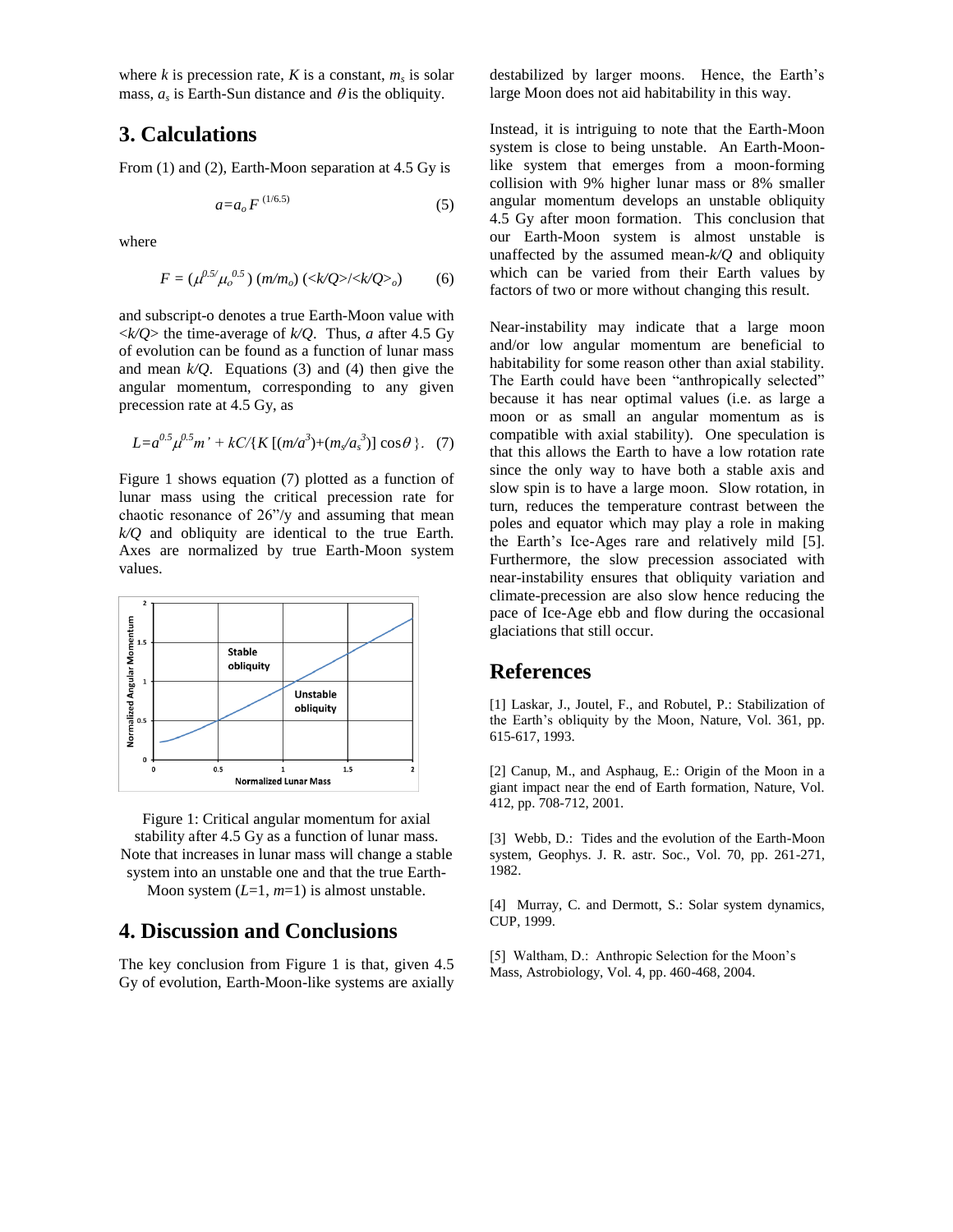where $k$ is precession rate, $K$ is a constant, $m_s$ is solar mass, $a_s$ is Earth-Sun distance and $\theta$ is the obliquity.

## 3. Calculations

From (1) and (2), Earth-Moon separation at 4.5 Gy is

$$a = a_o F^{(1/6.5)} \qquad (5)$$

where

$$F = (\mu^{0.5/}\mu_o^{0.5})\,(m/m_o)\,(<k/Q>/<k/Q>_o) \qquad (6)$$

and subscript-o denotes a true Earth-Moon value with $<k/Q>$ the time-average of $k/Q$. Thus, $a$ after 4.5 Gy of evolution can be found as a function of lunar mass and mean $k/Q$. Equations (3) and (4) then give the angular momentum, corresponding to any given precession rate at 4.5 Gy, as

$$L = a^{0.5}\mu^{0.5}m' + kC/\{K\,[(m/a^3)+(m_s/a_s^3)]\cos\theta\}. \qquad (7)$$

Figure 1 shows equation (7) plotted as a function of lunar mass using the critical precession rate for chaotic resonance of 26"/y and assuming that mean $k/Q$ and obliquity are identical to the true Earth. Axes are normalized by true Earth-Moon system values.

Normalized Angular Momentum

Normalized Lunar Mass

0, 0.5, 1, 1.5, 2

Stable obliquity

Unstable obliquity

Figure 1: Critical angular momentum for axial stability after 4.5 Gy as a function of lunar mass. Note that increases in lunar mass will change a stable system into an unstable one and that the true Earth-Moon system ($L$=1, $m$=1) is almost unstable.

## 4. Discussion and Conclusions

The key conclusion from Figure 1 is that, given 4.5 Gy of evolution, Earth-Moon-like systems are axially destabilized by larger moons. Hence, the Earth's large Moon does not aid habitability in this way.

Instead, it is intriguing to note that the Earth-Moon system is close to being unstable. An Earth-Moon-like system that emerges from a moon-forming collision with 9% higher lunar mass or 8% smaller angular momentum develops an unstable obliquity 4.5 Gy after moon formation. This conclusion that our Earth-Moon system is almost unstable is unaffected by the assumed mean-$k/Q$ and obliquity which can be varied from their Earth values by factors of two or more without changing this result.

Near-instability may indicate that a large moon and/or low angular momentum are beneficial to habitability for some reason other than axial stability. The Earth could have been "anthropically selected" because it has near optimal values (i.e. as large a moon or as small an angular momentum as is compatible with axial stability). One speculation is that this allows the Earth to have a low rotation rate since the only way to have both a stable axis and slow spin is to have a large moon. Slow rotation, in turn, reduces the temperature contrast between the poles and equator which may play a role in making the Earth's Ice-Ages rare and relatively mild [5]. Furthermore, the slow precession associated with near-instability ensures that obliquity variation and climate-precession are also slow hence reducing the pace of Ice-Age ebb and flow during the occasional glaciations that still occur.

## References

[1] Laskar, J., Joutel, F., and Robutel, P.: Stabilization of the Earth's obliquity by the Moon, Nature, Vol. 361, pp. 615-617, 1993.

[2] Canup, M., and Asphaug, E.: Origin of the Moon in a giant impact near the end of Earth formation, Nature, Vol. 412, pp. 708-712, 2001.

[3] Webb, D.: Tides and the evolution of the Earth-Moon system, Geophys. J. R. astr. Soc., Vol. 70, pp. 261-271, 1982.

[4] Murray, C. and Dermott, S.: Solar system dynamics, CUP, 1999.

[5] Waltham, D.: Anthropic Selection for the Moon's Mass, Astrobiology, Vol. 4, pp. 460-468, 2004.